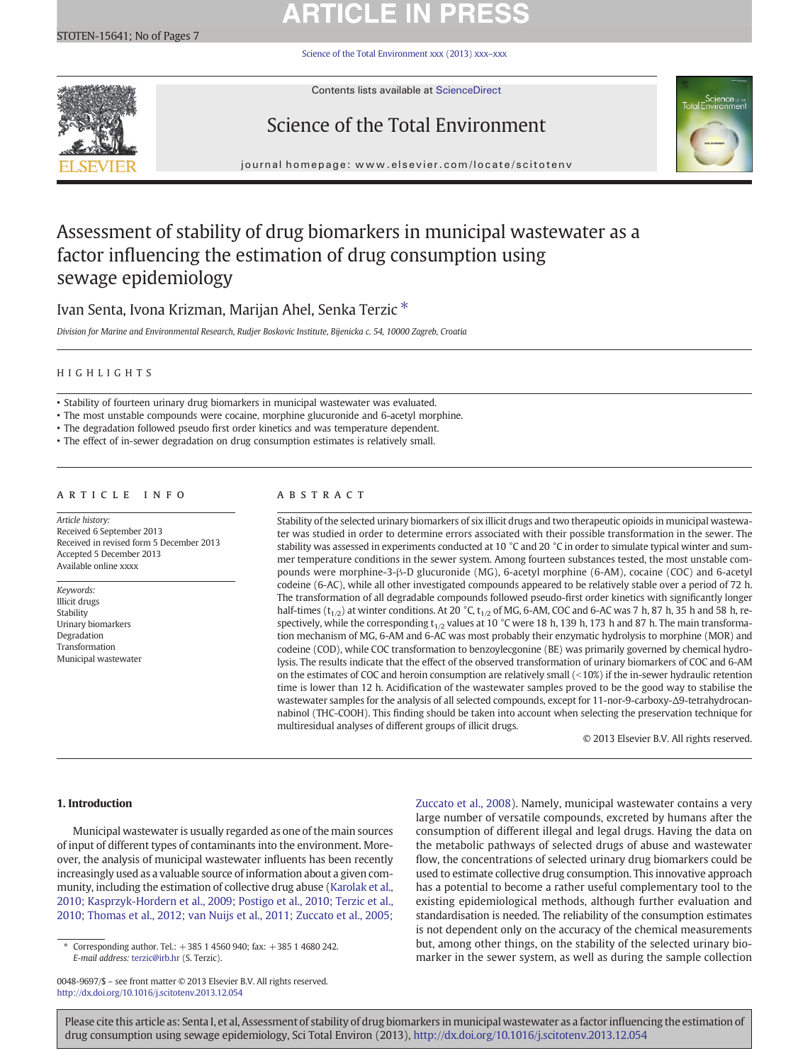# Assessment of stability of drug biomarkers in municipal wastewater as a factor influencing the estimation of drug consumption using sewage epidemiology

Ivan Senta, Ivona Krizman, Marijan Ahel, Senka Terzic *

*Division for Marine and Environmental Research, Rudjer Boskovic Institute, Bijenicka c. 54, 10000 Zagreb, Croatia*

## HIGHLIGHTS

- Stability of fourteen urinary drug biomarkers in municipal wastewater was evaluated.
- The most unstable compounds were cocaine, morphine glucuronide and 6-acetyl morphine.
- The degradation followed pseudo first order kinetics and was temperature dependent.
- The effect of in-sewer degradation on drug consumption estimates is relatively small.

## ARTICLE INFO

*Article history:*
Received 6 September 2013
Received in revised form 5 December 2013
Accepted 5 December 2013
Available online xxxx

*Keywords:*
Illicit drugs
Stability
Urinary biomarkers
Degradation
Transformation
Municipal wastewater

## ABSTRACT

Stability of the selected urinary biomarkers of six illicit drugs and two therapeutic opioids in municipal wastewater was studied in order to determine errors associated with their possible transformation in the sewer. The stability was assessed in experiments conducted at 10 °C and 20 °C in order to simulate typical winter and summer temperature conditions in the sewer system. Among fourteen substances tested, the most unstable compounds were morphine-3-β-D glucuronide (MG), 6-acetyl morphine (6-AM), cocaine (COC) and 6-acetyl codeine (6-AC), while all other investigated compounds appeared to be relatively stable over a period of 72 h. The transformation of all degradable compounds followed pseudo-first order kinetics with significantly longer half-times ($t_{1/2}$) at winter conditions. At 20 °C, $t_{1/2}$ of MG, 6-AM, COC and 6-AC was 7 h, 87 h, 35 h and 58 h, respectively, while the corresponding $t_{1/2}$ values at 10 °C were 18 h, 139 h, 173 h and 87 h. The main transformation mechanism of MG, 6-AM and 6-AC was most probably their enzymatic hydrolysis to morphine (MOR) and codeine (COD), while COC transformation to benzoylecgonine (BE) was primarily governed by chemical hydrolysis. The results indicate that the effect of the observed transformation of urinary biomarkers of COC and 6-AM on the estimates of COC and heroin consumption are relatively small (<10%) if the in-sewer hydraulic retention time is lower than 12 h. Acidification of the wastewater samples proved to be the good way to stabilise the wastewater samples for the analysis of all selected compounds, except for 11-nor-9-carboxy-Δ9-tetrahydrocannabinol (THC-COOH). This finding should be taken into account when selecting the preservation technique for multiresidual analyses of different groups of illicit drugs.

© 2013 Elsevier B.V. All rights reserved.

## 1. Introduction

Municipal wastewater is usually regarded as one of the main sources of input of different types of contaminants into the environment. Moreover, the analysis of municipal wastewater influents has been recently increasingly used as a valuable source of information about a given community, including the estimation of collective drug abuse (Karolak et al., 2010; Kasprzyk-Hordern et al., 2009; Postigo et al., 2010; Terzic et al., 2010; Thomas et al., 2012; van Nuijs et al., 2011; Zuccato et al., 2005; Zuccato et al., 2008). Namely, municipal wastewater contains a very large number of versatile compounds, excreted by humans after the consumption of different illegal and legal drugs. Having the data on the metabolic pathways of selected drugs of abuse and wastewater flow, the concentrations of selected urinary drug biomarkers could be used to estimate collective drug consumption. This innovative approach has a potential to become a rather useful complementary tool to the existing epidemiological methods, although further evaluation and standardisation is needed. The reliability of the consumption estimates is not dependent only on the accuracy of the chemical measurements but, among other things, on the stability of the selected urinary biomarker in the sewer system, as well as during the sample collection

\* Corresponding author. Tel.: +385 1 4560 940; fax: +385 1 4680 242.
*E-mail address:* terzic@irb.hr (S. Terzic).

0048-9697/$ – see front matter © 2013 Elsevier B.V. All rights reserved.
http://dx.doi.org/10.1016/j.scitotenv.2013.12.054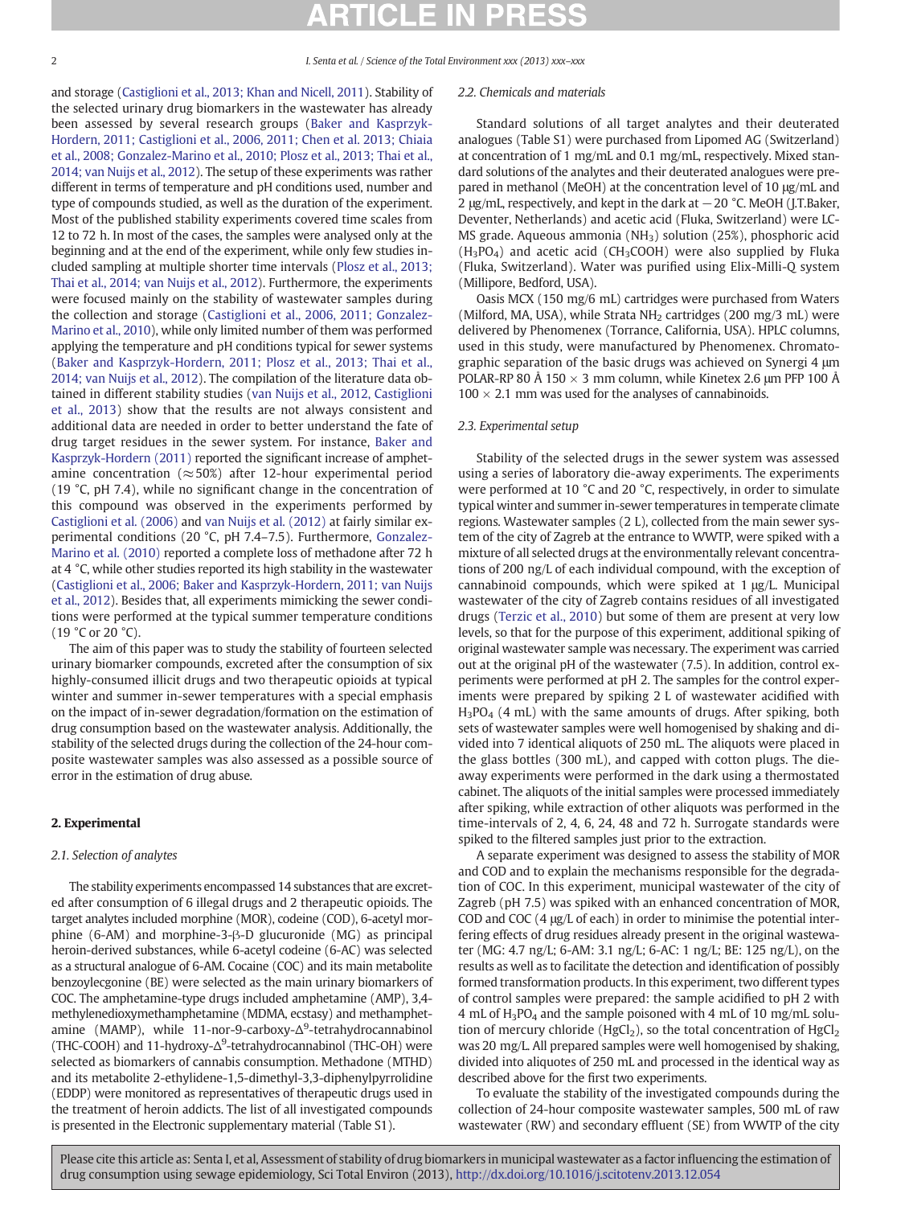and storage (Castiglioni et al., 2013; Khan and Nicell, 2011). Stability of the selected urinary drug biomarkers in the wastewater has already been assessed by several research groups (Baker and Kasprzyk-Hordern, 2011; Castiglioni et al., 2006, 2011; Chen et al. 2013; Chiaia et al., 2008; Gonzalez-Marino et al., 2010; Plosz et al., 2013; Thai et al., 2014; van Nuijs et al., 2012). The setup of these experiments was rather different in terms of temperature and pH conditions used, number and type of compounds studied, as well as the duration of the experiment. Most of the published stability experiments covered time scales from 12 to 72 h. In most of the cases, the samples were analysed only at the beginning and at the end of the experiment, while only few studies included sampling at multiple shorter time intervals (Plosz et al., 2013; Thai et al., 2014; van Nuijs et al., 2012). Furthermore, the experiments were focused mainly on the stability of wastewater samples during the collection and storage (Castiglioni et al., 2006, 2011; Gonzalez-Marino et al., 2010), while only limited number of them was performed applying the temperature and pH conditions typical for sewer systems (Baker and Kasprzyk-Hordern, 2011; Plosz et al., 2013; Thai et al., 2014; van Nuijs et al., 2012). The compilation of the literature data obtained in different stability studies (van Nuijs et al., 2012, Castiglioni et al., 2013) show that the results are not always consistent and additional data are needed in order to better understand the fate of drug target residues in the sewer system. For instance, Baker and Kasprzyk-Hordern (2011) reported the significant increase of amphetamine concentration (≈50%) after 12-hour experimental period (19 °C, pH 7.4), while no significant change in the concentration of this compound was observed in the experiments performed by Castiglioni et al. (2006) and van Nuijs et al. (2012) at fairly similar experimental conditions (20 °C, pH 7.4–7.5). Furthermore, Gonzalez-Marino et al. (2010) reported a complete loss of methadone after 72 h at 4 °C, while other studies reported its high stability in the wastewater (Castiglioni et al., 2006; Baker and Kasprzyk-Hordern, 2011; van Nuijs et al., 2012). Besides that, all experiments mimicking the sewer conditions were performed at the typical summer temperature conditions (19 °C or 20 °C).

The aim of this paper was to study the stability of fourteen selected urinary biomarker compounds, excreted after the consumption of six highly-consumed illicit drugs and two therapeutic opioids at typical winter and summer in-sewer temperatures with a special emphasis on the impact of in-sewer degradation/formation on the estimation of drug consumption based on the wastewater analysis. Additionally, the stability of the selected drugs during the collection of the 24-hour composite wastewater samples was also assessed as a possible source of error in the estimation of drug abuse.

## 2. Experimental

### 2.1. Selection of analytes

The stability experiments encompassed 14 substances that are excreted after consumption of 6 illegal drugs and 2 therapeutic opioids. The target analytes included morphine (MOR), codeine (COD), 6-acetyl morphine (6-AM) and morphine-3-β-D glucuronide (MG) as principal heroin-derived substances, while 6-acetyl codeine (6-AC) was selected as a structural analogue of 6-AM. Cocaine (COC) and its main metabolite benzoylecgonine (BE) were selected as the main urinary biomarkers of COC. The amphetamine-type drugs included amphetamine (AMP), 3,4-methylenedioxymethamphetamine (MDMA, ecstasy) and methamphetamine (MAMP), while 11-nor-9-carboxy-Δ[9]-tetrahydrocannabinol (THC-COOH) and 11-hydroxy-Δ[9]-tetrahydrocannabinol (THC-OH) were selected as biomarkers of cannabis consumption. Methadone (MTHD) and its metabolite 2-ethylidene-1,5-dimethyl-3,3-diphenylpyrrolidine (EDDP) were monitored as representatives of therapeutic drugs used in the treatment of heroin addicts. The list of all investigated compounds is presented in the Electronic supplementary material (Table S1).

### 2.2. Chemicals and materials

Standard solutions of all target analytes and their deuterated analogues (Table S1) were purchased from Lipomed AG (Switzerland) at concentration of 1 mg/mL and 0.1 mg/mL, respectively. Mixed standard solutions of the analytes and their deuterated analogues were prepared in methanol (MeOH) at the concentration level of 10 μg/mL and 2 μg/mL, respectively, and kept in the dark at −20 °C. MeOH (J.T.Baker, Deventer, Netherlands) and acetic acid (Fluka, Switzerland) were LC-MS grade. Aqueous ammonia ($NH_3$) solution (25%), phosphoric acid ($H_3PO_4$) and acetic acid ($CH_3COOH$) were also supplied by Fluka (Fluka, Switzerland). Water was purified using Elix-Milli-Q system (Millipore, Bedford, USA).

Oasis MCX (150 mg/6 mL) cartridges were purchased from Waters (Milford, MA, USA), while Strata $NH_2$ cartridges (200 mg/3 mL) were delivered by Phenomenex (Torrance, California, USA). HPLC columns, used in this study, were manufactured by Phenomenex. Chromatographic separation of the basic drugs was achieved on Synergi 4 μm POLAR-RP 80 Å 150 × 3 mm column, while Kinetex 2.6 μm PFP 100 Å 100 × 2.1 mm was used for the analyses of cannabinoids.

### 2.3. Experimental setup

Stability of the selected drugs in the sewer system was assessed using a series of laboratory die-away experiments. The experiments were performed at 10 °C and 20 °C, respectively, in order to simulate typical winter and summer in-sewer temperatures in temperate climate regions. Wastewater samples (2 L), collected from the main sewer system of the city of Zagreb at the entrance to WWTP, were spiked with a mixture of all selected drugs at the environmentally relevant concentrations of 200 ng/L of each individual compound, with the exception of cannabinoid compounds, which were spiked at 1 μg/L. Municipal wastewater of the city of Zagreb contains residues of all investigated drugs (Terzic et al., 2010) but some of them are present at very low levels, so that for the purpose of this experiment, additional spiking of original wastewater sample was necessary. The experiment was carried out at the original pH of the wastewater (7.5). In addition, control experiments were performed at pH 2. The samples for the control experiments were prepared by spiking 2 L of wastewater acidified with $H_3PO_4$ (4 mL) with the same amounts of drugs. After spiking, both sets of wastewater samples were well homogenised by shaking and divided into 7 identical aliquots of 250 mL. The aliquots were placed in the glass bottles (300 mL), and capped with cotton plugs. The die-away experiments were performed in the dark using a thermostated cabinet. The aliquots of the initial samples were processed immediately after spiking, while extraction of other aliquots was performed in the time-intervals of 2, 4, 6, 24, 48 and 72 h. Surrogate standards were spiked to the filtered samples just prior to the extraction.

A separate experiment was designed to assess the stability of MOR and COD and to explain the mechanisms responsible for the degradation of COC. In this experiment, municipal wastewater of the city of Zagreb (pH 7.5) was spiked with an enhanced concentration of MOR, COD and COC (4 μg/L of each) in order to minimise the potential interfering effects of drug residues already present in the original wastewater (MG: 4.7 ng/L; 6-AM: 3.1 ng/L; 6-AC: 1 ng/L; BE: 125 ng/L), on the results as well as to facilitate the detection and identification of possibly formed transformation products. In this experiment, two different types of control samples were prepared: the sample acidified to pH 2 with 4 mL of $H_3PO_4$ and the sample poisoned with 4 mL of 10 mg/mL solution of mercury chloride ($HgCl_2$), so the total concentration of $HgCl_2$ was 20 mg/L. All prepared samples were well homogenised by shaking, divided into aliquotes of 250 mL and processed in the identical way as described above for the first two experiments.

To evaluate the stability of the investigated compounds during the collection of 24-hour composite wastewater samples, 500 mL of raw wastewater (RW) and secondary effluent (SE) from WWTP of the city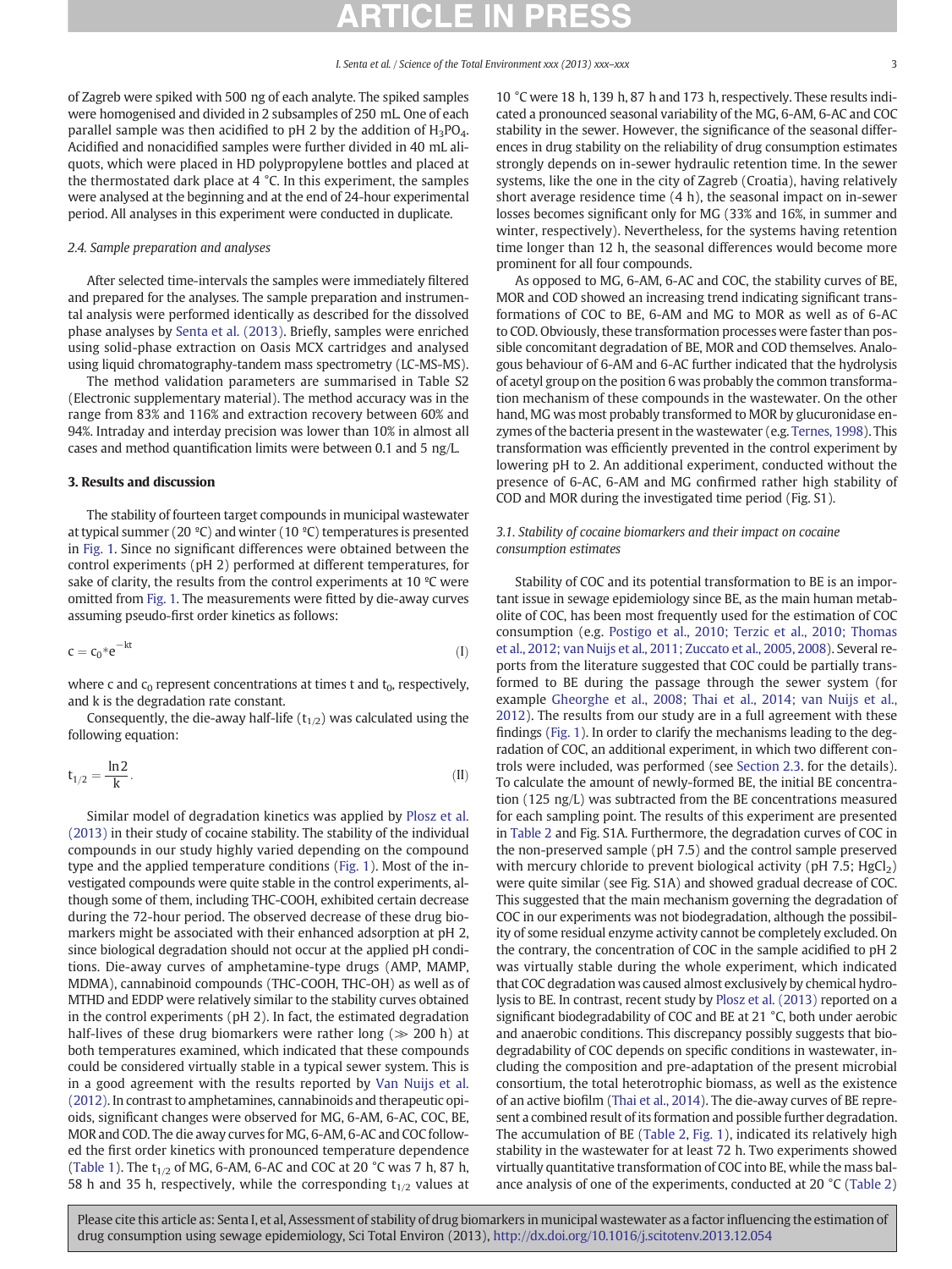of Zagreb were spiked with 500 ng of each analyte. The spiked samples were homogenised and divided in 2 subsamples of 250 mL. One of each parallel sample was then acidified to pH 2 by the addition of $H_3PO_4$. Acidified and nonacidified samples were further divided in 40 mL aliquots, which were placed in HD polypropylene bottles and placed at the thermostated dark place at 4 °C. In this experiment, the samples were analysed at the beginning and at the end of 24-hour experimental period. All analyses in this experiment were conducted in duplicate.

*2.4. Sample preparation and analyses*

After selected time-intervals the samples were immediately filtered and prepared for the analyses. The sample preparation and instrumental analysis were performed identically as described for the dissolved phase analyses by Senta et al. (2013). Briefly, samples were enriched using solid-phase extraction on Oasis MCX cartridges and analysed using liquid chromatography-tandem mass spectrometry (LC-MS-MS).

The method validation parameters are summarised in Table S2 (Electronic supplementary material). The method accuracy was in the range from 83% and 116% and extraction recovery between 60% and 94%. Intraday and interday precision was lower than 10% in almost all cases and method quantification limits were between 0.1 and 5 ng/L.

## 3. Results and discussion

The stability of fourteen target compounds in municipal wastewater at typical summer (20 °C) and winter (10 °C) temperatures is presented in Fig. 1. Since no significant differences were obtained between the control experiments (pH 2) performed at different temperatures, for sake of clarity, the results from the control experiments at 10 °C were omitted from Fig. 1. The measurements were fitted by die-away curves assuming pseudo-first order kinetics as follows:

$$c = c_0 * e^{-kt} \tag{I}$$

where c and $c_0$ represent concentrations at times t and $t_0$, respectively, and k is the degradation rate constant.

Consequently, the die-away half-life ($t_{1/2}$) was calculated using the following equation:

$$t_{1/2} = \frac{\ln 2}{k}. \tag{II}$$

Similar model of degradation kinetics was applied by Plosz et al. (2013) in their study of cocaine stability. The stability of the individual compounds in our study highly varied depending on the compound type and the applied temperature conditions (Fig. 1). Most of the investigated compounds were quite stable in the control experiments, although some of them, including THC-COOH, exhibited certain decrease during the 72-hour period. The observed decrease of these drug biomarkers might be associated with their enhanced adsorption at pH 2, since biological degradation should not occur at the applied pH conditions. Die-away curves of amphetamine-type drugs (AMP, MAMP, MDMA), cannabinoid compounds (THC-COOH, THC-OH) as well as of MTHD and EDDP were relatively similar to the stability curves obtained in the control experiments (pH 2). In fact, the estimated degradation half-lives of these drug biomarkers were rather long (≫ 200 h) at both temperatures examined, which indicated that these compounds could be considered virtually stable in a typical sewer system. This is in a good agreement with the results reported by Van Nuijs et al. (2012). In contrast to amphetamines, cannabinoids and therapeutic opioids, significant changes were observed for MG, 6-AM, 6-AC, COC, BE, MOR and COD. The die away curves for MG, 6-AM, 6-AC and COC followed the first order kinetics with pronounced temperature dependence (Table 1). The $t_{1/2}$ of MG, 6-AM, 6-AC and COC at 20 °C was 7 h, 87 h, 58 h and 35 h, respectively, while the corresponding $t_{1/2}$ values at 10 °C were 18 h, 139 h, 87 h and 173 h, respectively. These results indicated a pronounced seasonal variability of the MG, 6-AM, 6-AC and COC stability in the sewer. However, the significance of the seasonal differences in drug stability on the reliability of drug consumption estimates strongly depends on in-sewer hydraulic retention time. In the sewer systems, like the one in the city of Zagreb (Croatia), having relatively short average residence time (4 h), the seasonal impact on in-sewer losses becomes significant only for MG (33% and 16%, in summer and winter, respectively). Nevertheless, for the systems having retention time longer than 12 h, the seasonal differences would become more prominent for all four compounds.

As opposed to MG, 6-AM, 6-AC and COC, the stability curves of BE, MOR and COD showed an increasing trend indicating significant transformations of COC to BE, 6-AM and MG to MOR as well as of 6-AC to COD. Obviously, these transformation processes were faster than possible concomitant degradation of BE, MOR and COD themselves. Analogous behaviour of 6-AM and 6-AC further indicated that the hydrolysis of acetyl group on the position 6 was probably the common transformation mechanism of these compounds in the wastewater. On the other hand, MG was most probably transformed to MOR by glucuronidase enzymes of the bacteria present in the wastewater (e.g. Ternes, 1998). This transformation was efficiently prevented in the control experiment by lowering pH to 2. An additional experiment, conducted without the presence of 6-AC, 6-AM and MG confirmed rather high stability of COD and MOR during the investigated time period (Fig. S1).

*3.1. Stability of cocaine biomarkers and their impact on cocaine consumption estimates*

Stability of COC and its potential transformation to BE is an important issue in sewage epidemiology since BE, as the main human metabolite of COC, has been most frequently used for the estimation of COC consumption (e.g. Postigo et al., 2010; Terzic et al., 2010; Thomas et al., 2012; van Nuijs et al., 2011; Zuccato et al., 2005, 2008). Several reports from the literature suggested that COC could be partially transformed to BE during the passage through the sewer system (for example Gheorghe et al., 2008; Thai et al., 2014; van Nuijs et al., 2012). The results from our study are in a full agreement with these findings (Fig. 1). In order to clarify the mechanisms leading to the degradation of COC, an additional experiment, in which two different controls were included, was performed (see Section 2.3. for the details). To calculate the amount of newly-formed BE, the initial BE concentration (125 ng/L) was subtracted from the BE concentrations measured for each sampling point. The results of this experiment are presented in Table 2 and Fig. S1A. Furthermore, the degradation curves of COC in the non-preserved sample (pH 7.5) and the control sample preserved with mercury chloride to prevent biological activity (pH 7.5; $HgCl_2$) were quite similar (see Fig. S1A) and showed gradual decrease of COC. This suggested that the main mechanism governing the degradation of COC in our experiments was not biodegradation, although the possibility of some residual enzyme activity cannot be completely excluded. On the contrary, the concentration of COC in the sample acidified to pH 2 was virtually stable during the whole experiment, which indicated that COC degradation was caused almost exclusively by chemical hydrolysis to BE. In contrast, recent study by Plosz et al. (2013) reported on a significant biodegradability of COC and BE at 21 °C, both under aerobic and anaerobic conditions. This discrepancy possibly suggests that biodegradability of COC depends on specific conditions in wastewater, including the composition and pre-adaptation of the present microbial consortium, the total heterotrophic biomass, as well as the existence of an active biofilm (Thai et al., 2014). The die-away curves of BE represent a combined result of its formation and possible further degradation. The accumulation of BE (Table 2, Fig. 1), indicated its relatively high stability in the wastewater for at least 72 h. Two experiments showed virtually quantitative transformation of COC into BE, while the mass balance analysis of one of the experiments, conducted at 20 °C (Table 2)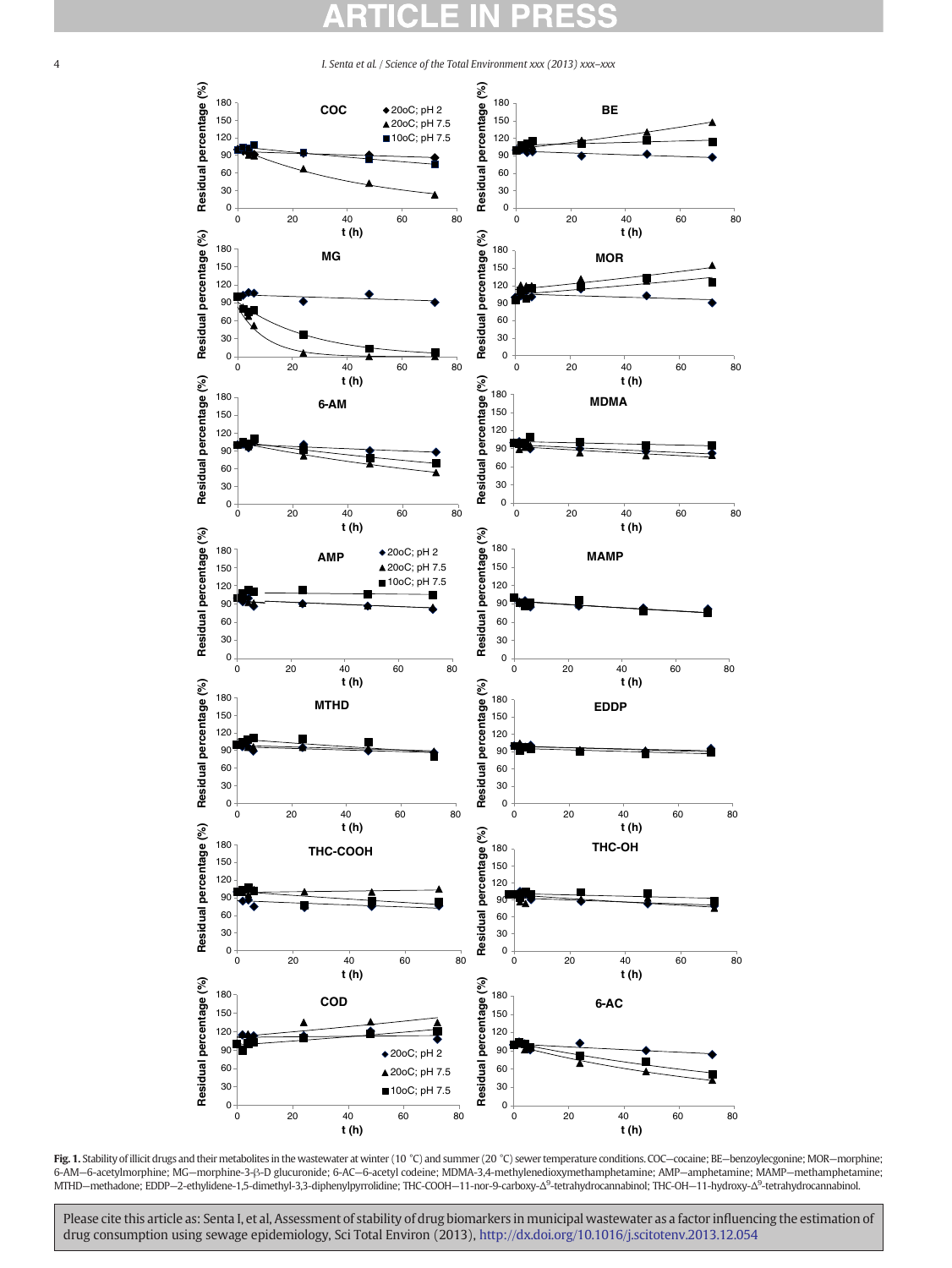**Fig. 1.** Stability of illicit drugs and their metabolites in the wastewater at winter (10 °C) and summer (20 °C) sewer temperature conditions. COC—cocaine; BE—benzoylecgonine; MOR—morphine; 6-AM—6-acetylmorphine; MG—morphine-3-β-D glucuronide; 6-AC—6-acetyl codeine; MDMA-3,4-methylenedioxymethamphetamine; AMP—amphetamine; MAMP—methamphetamine; MTHD—methadone; EDDP—2-ethylidene-1,5-dimethyl-3,3-diphenylpyrrolidine; THC-COOH—11-nor-9-carboxy-$\Delta^9$-tetrahydrocannabinol; THC-OH—11-hydroxy-$\Delta^9$-tetrahydrocannabinol.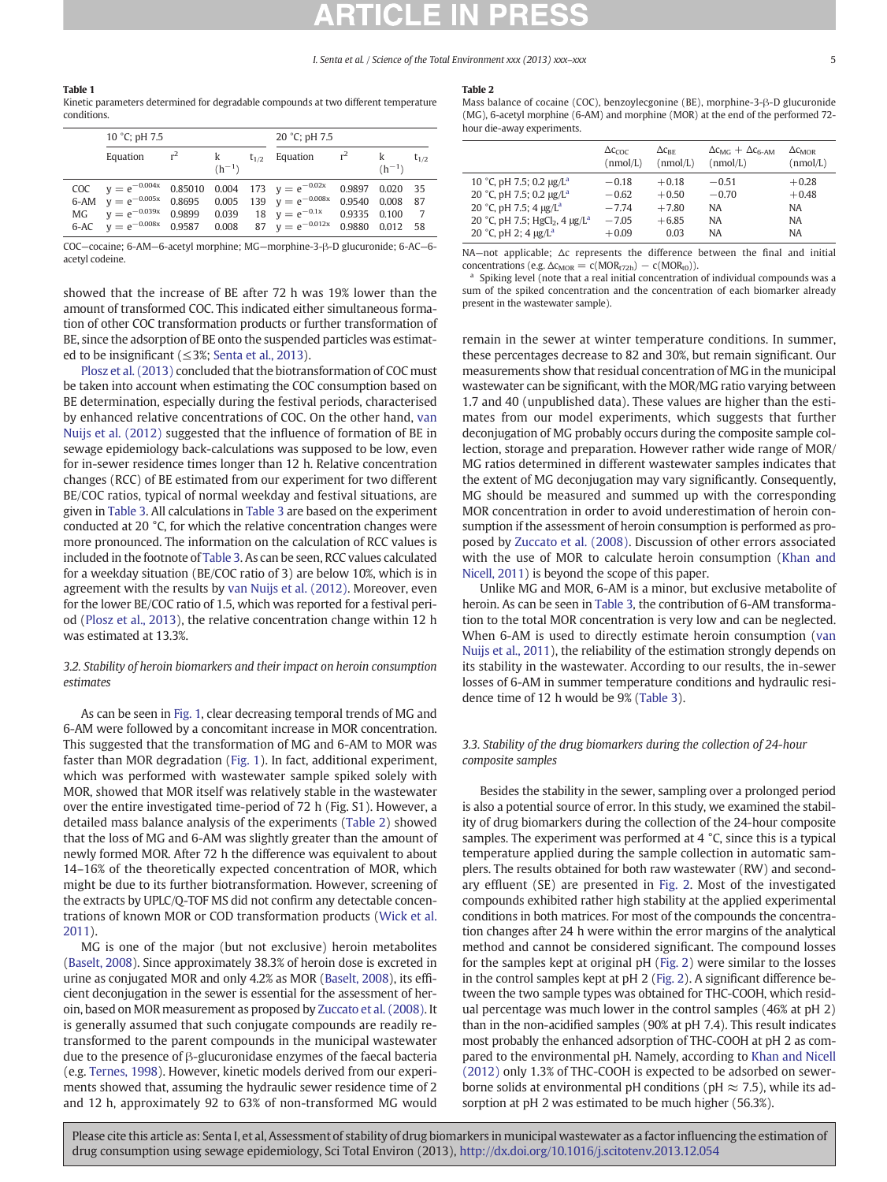**Table 1**
Kinetic parameters determined for degradable compounds at two different temperature conditions.

| | 10 °C; pH 7.5 | | | | 20 °C; pH 7.5 | | | |
|---|---|---|---|---|---|---|---|---|
| | Equation | $r^2$ | k ($h^{-1}$) | $t_{1/2}$ | Equation | $r^2$ | k ($h^{-1}$) | $t_{1/2}$ |
| COC | $y = e^{-0.004x}$ | 0.85010 | 0.004 | 173 | $y = e^{-0.02x}$ | 0.9897 | 0.020 | 35 |
| 6-AM | $y = e^{-0.005x}$ | 0.8695 | 0.005 | 139 | $y = e^{-0.008x}$ | 0.9540 | 0.008 | 87 |
| MG | $y = e^{-0.039x}$ | 0.9899 | 0.039 | 18 | $y = e^{-0.1x}$ | 0.9335 | 0.100 | 7 |
| 6-AC | $y = e^{-0.008x}$ | 0.9587 | 0.008 | 87 | $y = e^{-0.012x}$ | 0.9880 | 0.012 | 58 |

COC—cocaine; 6-AM—6-acetyl morphine; MG—morphine-3-β-D glucuronide; 6-AC—6-acetyl codeine.

showed that the increase of BE after 72 h was 19% lower than the amount of transformed COC. This indicated either simultaneous formation of other COC transformation products or further transformation of BE, since the adsorption of BE onto the suspended particles was estimated to be insignificant (≤3%; Senta et al., 2013).

Plosz et al. (2013) concluded that the biotransformation of COC must be taken into account when estimating the COC consumption based on BE determination, especially during the festival periods, characterised by enhanced relative concentrations of COC. On the other hand, van Nuijs et al. (2012) suggested that the influence of formation of BE in sewage epidemiology back-calculations was supposed to be low, even for in-sewer residence times longer than 12 h. Relative concentration changes (RCC) of BE estimated from our experiment for two different BE/COC ratios, typical of normal weekday and festival situations, are given in Table 3. All calculations in Table 3 are based on the experiment conducted at 20 °C, for which the relative concentration changes were more pronounced. The information on the calculation of RCC values is included in the footnote of Table 3. As can be seen, RCC values calculated for a weekday situation (BE/COC ratio of 3) are below 10%, which is in agreement with the results by van Nuijs et al. (2012). Moreover, even for the lower BE/COC ratio of 1.5, which was reported for a festival period (Plosz et al., 2013), the relative concentration change within 12 h was estimated at 13.3%.

### 3.2. Stability of heroin biomarkers and their impact on heroin consumption estimates

As can be seen in Fig. 1, clear decreasing temporal trends of MG and 6-AM were followed by a concomitant increase in MOR concentration. This suggested that the transformation of MG and 6-AM to MOR was faster than MOR degradation (Fig. 1). In fact, additional experiment, which was performed with wastewater sample spiked solely with MOR, showed that MOR itself was relatively stable in the wastewater over the entire investigated time-period of 72 h (Fig. S1). However, a detailed mass balance analysis of the experiments (Table 2) showed that the loss of MG and 6-AM was slightly greater than the amount of newly formed MOR. After 72 h the difference was equivalent to about 14–16% of the theoretically expected concentration of MOR, which might be due to its further biotransformation. However, screening of the extracts by UPLC/Q-TOF MS did not confirm any detectable concentrations of known MOR or COD transformation products (Wick et al. 2011).

MG is one of the major (but not exclusive) heroin metabolites (Baselt, 2008). Since approximately 38.3% of heroin dose is excreted in urine as conjugated MOR and only 4.2% as MOR (Baselt, 2008), its efficient deconjugation in the sewer is essential for the assessment of heroin, based on MOR measurement as proposed by Zuccato et al. (2008). It is generally assumed that such conjugate compounds are readily retransformed to the parent compounds in the municipal wastewater due to the presence of β-glucuronidase enzymes of the faecal bacteria (e.g. Ternes, 1998). However, kinetic models derived from our experiments showed that, assuming the hydraulic sewer residence time of 2 and 12 h, approximately 92 to 63% of non-transformed MG would

**Table 2**
Mass balance of cocaine (COC), benzoylecgonine (BE), morphine-3-β-D glucuronide (MG), 6-acetyl morphine (6-AM) and morphine (MOR) at the end of the performed 72-hour die-away experiments.

| | $\Delta c_{COC}$ (nmol/L) | $\Delta c_{BE}$ (nmol/L) | $\Delta c_{MG} + \Delta c_{6\text{-}AM}$ (nmol/L) | $\Delta c_{MOR}$ (nmol/L) |
|---|---|---|---|---|
| 10 °C, pH 7.5; 0.2 μg/L[a] | −0.18 | +0.18 | −0.51 | +0.28 |
| 20 °C, pH 7.5; 0.2 μg/L[a] | −0.62 | +0.50 | −0.70 | +0.48 |
| 20 °C, pH 7.5; 4 μg/L[a] | −7.74 | +7.80 | NA | NA |
| 20 °C, pH 7.5; $HgCl_2$, 4 μg/L[a] | −7.05 | +6.85 | NA | NA |
| 20 °C, pH 2; 4 μg/L[a] | +0.09 | 0.03 | NA | NA |

NA—not applicable; Δc represents the difference between the final and initial concentrations (e.g. $\Delta c_{MOR} = c(MOR_{t72h}) - c(MOR_{t0})$).

[a] Spiking level (note that a real initial concentration of individual compounds was a sum of the spiked concentration and the concentration of each biomarker already present in the wastewater sample).

remain in the sewer at winter temperature conditions. In summer, these percentages decrease to 82 and 30%, but remain significant. Our measurements show that residual concentration of MG in the municipal wastewater can be significant, with the MOR/MG ratio varying between 1.7 and 40 (unpublished data). These values are higher than the estimates from our model experiments, which suggests that further deconjugation of MG probably occurs during the composite sample collection, storage and preparation. However rather wide range of MOR/MG ratios determined in different wastewater samples indicates that the extent of MG deconjugation may vary significantly. Consequently, MG should be measured and summed up with the corresponding MOR concentration in order to avoid underestimation of heroin consumption if the assessment of heroin consumption is performed as proposed by Zuccato et al. (2008). Discussion of other errors associated with the use of MOR to calculate heroin consumption (Khan and Nicell, 2011) is beyond the scope of this paper.

Unlike MG and MOR, 6-AM is a minor, but exclusive metabolite of heroin. As can be seen in Table 3, the contribution of 6-AM transformation to the total MOR concentration is very low and can be neglected. When 6-AM is used to directly estimate heroin consumption (van Nuijs et al., 2011), the reliability of the estimation strongly depends on its stability in the wastewater. According to our results, the in-sewer losses of 6-AM in summer temperature conditions and hydraulic residence time of 12 h would be 9% (Table 3).

### 3.3. Stability of the drug biomarkers during the collection of 24-hour composite samples

Besides the stability in the sewer, sampling over a prolonged period is also a potential source of error. In this study, we examined the stability of drug biomarkers during the collection of the 24-hour composite samples. The experiment was performed at 4 °C, since this is a typical temperature applied during the sample collection in automatic samplers. The results obtained for both raw wastewater (RW) and secondary effluent (SE) are presented in Fig. 2. Most of the investigated compounds exhibited rather high stability at the applied experimental conditions in both matrices. For most of the compounds the concentration changes after 24 h were within the error margins of the analytical method and cannot be considered significant. The compound losses for the samples kept at original pH (Fig. 2) were similar to the losses in the control samples kept at pH 2 (Fig. 2). A significant difference between the two sample types was obtained for THC-COOH, which residual percentage was much lower in the control samples (46% at pH 2) than in the non-acidified samples (90% at pH 7.4). This result indicates most probably the enhanced adsorption of THC-COOH at pH 2 as compared to the environmental pH. Namely, according to Khan and Nicell (2012) only 1.3% of THC-COOH is expected to be adsorbed on sewer-borne solids at environmental pH conditions (pH ≈ 7.5), while its adsorption at pH 2 was estimated to be much higher (56.3%).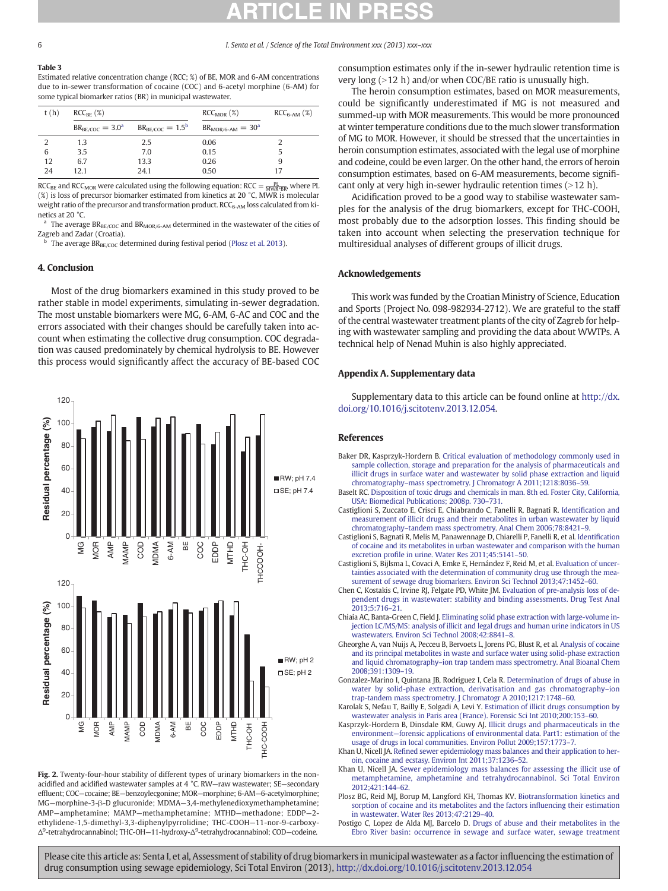**Table 3**
Estimated relative concentration change (RCC; %) of BE, MOR and 6-AM concentrations due to in-sewer transformation of cocaine (COC) and 6-acetyl morphine (6-AM) for some typical biomarker ratios (BR) in municipal wastewater.

| t (h) | $RCC_{BE}$ (%) | | $RCC_{MOR}$ (%) | $RCC_{6\text{-}AM}$ (%) |
|---|---|---|---|---|
| | $BR_{BE/COC} = 3.0$[a] | $BR_{BE/COC} = 1.5$[b] | $BR_{MOR/6\text{-}AM} = 30$[a] | |
| 2 | 1.3 | 2.5 | 0.06 | 2 |
| 6 | 3.5 | 7.0 | 0.15 | 5 |
| 12 | 6.7 | 13.3 | 0.26 | 9 |
| 24 | 12.1 | 24.1 | 0.50 | 17 |

$RCC_{BE}$ and $RCC_{MOR}$ were calculated using the following equation: $RCC = \frac{PL}{MWR \cdot BR}$, where PL (%) is loss of precursor biomarker estimated from kinetics at 20 °C, MWR is molecular weight ratio of the precursor and transformation product. $RCC_{6\text{-}AM}$ loss calculated from kinetics at 20 °C.

[a] The average $BR_{BE/COC}$ and $BR_{MOR/6\text{-}AM}$ determined in the wastewater of the cities of Zagreb and Zadar (Croatia).

[b] The average $BR_{BE/COC}$ determined during festival period (Plosz et al. 2013).

## 4. Conclusion

Most of the drug biomarkers examined in this study proved to be rather stable in model experiments, simulating in-sewer degradation. The most unstable biomarkers were MG, 6-AM, 6-AC and COC and the errors associated with their changes should be carefully taken into account when estimating the collective drug consumption. COC degradation was caused predominately by chemical hydrolysis to BE. However this process would significantly affect the accuracy of BE-based COC consumption estimates only if the in-sewer hydraulic retention time is very long (>12 h) and/or when COC/BE ratio is unusually high.

The heroin consumption estimates, based on MOR measurements, could be significantly underestimated if MG is not measured and summed-up with MOR measurements. This would be more pronounced at winter temperature conditions due to the much slower transformation of MG to MOR. However, it should be stressed that the uncertainties in heroin consumption estimates, associated with the legal use of morphine and codeine, could be even larger. On the other hand, the errors of heroin consumption estimates, based on 6-AM measurements, become significant only at very high in-sewer hydraulic retention times (>12 h).

Acidification proved to be a good way to stabilise wastewater samples for the analysis of the drug biomarkers, except for THC-COOH, most probably due to the adsorption losses. This finding should be taken into account when selecting the preservation technique for multiresidual analyses of different groups of illicit drugs.

**Fig. 2.** Twenty-four-hour stability of different types of urinary biomarkers in the non-acidified and acidified wastewater samples at 4 °C. RW—raw wastewater; SE—secondary effluent; COC—cocaine; BE—benzoylecgonine; MOR—morphine; 6-AM—6-acetylmorphine; MG—morphine-3-β-D glucuronide; MDMA—3,4-methylenedioxymethamphetamine; AMP—amphetamine; MAMP—methamphetamine; MTHD—methadone; EDDP—2-ethylidene-1,5-dimethyl-3,3-diphenylpyrrolidine; THC-COOH—11-nor-9-carboxy-$\Delta^9$-tetrahydrocannabinol; THC-OH—11-hydroxy-$\Delta^9$-tetrahydrocannabinol; COD—codeine.

## Acknowledgements

This work was funded by the Croatian Ministry of Science, Education and Sports (Project No. 098-982934-2712). We are grateful to the staff of the central wastewater treatment plants of the city of Zagreb for helping with wastewater sampling and providing the data about WWTPs. A technical help of Nenad Muhin is also highly appreciated.

## Appendix A. Supplementary data

Supplementary data to this article can be found online at http://dx.doi.org/10.1016/j.scitotenv.2013.12.054.

## References

Baker DR, Kasprzyk-Hordern B. Critical evaluation of methodology commonly used in sample collection, storage and preparation for the analysis of pharmaceuticals and illicit drugs in surface water and wastewater by solid phase extraction and liquid chromatography–mass spectrometry. J Chromatogr A 2011;1218:8036–59.

Baselt RC. Disposition of toxic drugs and chemicals in man. 8th ed. Foster City, California, USA: Biomedical Publications; 2008p. 730–731.

Castiglioni S, Zuccato E, Crisci E, Chiabrando C, Fanelli R, Bagnati R. Identification and measurement of illicit drugs and their metabolites in urban wastewater by liquid chromatography–tandem mass spectrometry. Anal Chem 2006;78:8421–9.

Castiglioni S, Bagnati R, Melis M, Panawennage D, Chiarelli P, Fanelli R, et al. Identification of cocaine and its metabolites in urban wastewater and comparison with the human excretion profile in urine. Water Res 2011;45:5141–50.

Castiglioni S, Bijlsma L, Covaci A, Emke E, Hernández F, Reid M, et al. Evaluation of uncertainties associated with the determination of community drug use through the measurement of sewage drug biomarkers. Environ Sci Technol 2013;47:1452–60.

Chen C, Kostakis C, Irvine RJ, Felgate PD, White JM. Evaluation of pre-analysis loss of dependent drugs in wastewater: stability and binding assessments. Drug Test Anal 2013;5:716–21.

Chiaia AC, Banta-Green C, Field J. Eliminating solid phase extraction with large-volume injection LC/MS/MS: analysis of illicit and legal drugs and human urine indicators in US wastewaters. Environ Sci Technol 2008;42:8841–8.

Gheorghe A, van Nuijs A, Pecceu B, Bervoets L, Jorens PG, Blust R, et al. Analysis of cocaine and its principal metabolites in waste and surface water using solid-phase extraction and liquid chromatography–ion trap tandem mass spectrometry. Anal Bioanal Chem 2008;391:1309–19.

Gonzalez-Marino I, Quintana JB, Rodriguez I, Cela R. Determination of drugs of abuse in water by solid-phase extraction, derivatisation and gas chromatography–ion trap-tandem mass spectrometry. J Chromatogr A 2010;1217:1748–60.

Karolak S, Nefau T, Bailly E, Solgadi A, Levi Y. Estimation of illicit drugs consumption by wastewater analysis in Paris area (France). Forensic Sci Int 2010;200:153–60.

Kasprzyk-Hordern B, Dinsdale RM, Guwy AJ. Illicit drugs and pharmaceuticals in the environment—forensic applications of environmental data. Part1: estimation of the usage of drugs in local communities. Environ Pollut 2009;157:1773–7.

Khan U, Nicell JA. Refined sewer epidemiology mass balances and their application to heroin, cocaine and ecstasy. Environ Int 2011;37:1236–52.

Khan U, Nicell JA. Sewer epidemiology mass balances for assessing the illicit use of metamphetamine, amphetamine and tetrahydrocannabinol. Sci Total Environ 2012;421:144–62.

Plosz BG, Reid MJ, Borup M, Langford KH, Thomas KV. Biotransformation kinetics and sorption of cocaine and its metabolites and the factors influencing their estimation in wastewater. Water Res 2013;47:2129–40.

Postigo C, Lopez de Alda MJ, Barcelo D. Drugs of abuse and their metabolites in the Ebro River basin: occurrence in sewage and surface water, sewage treatment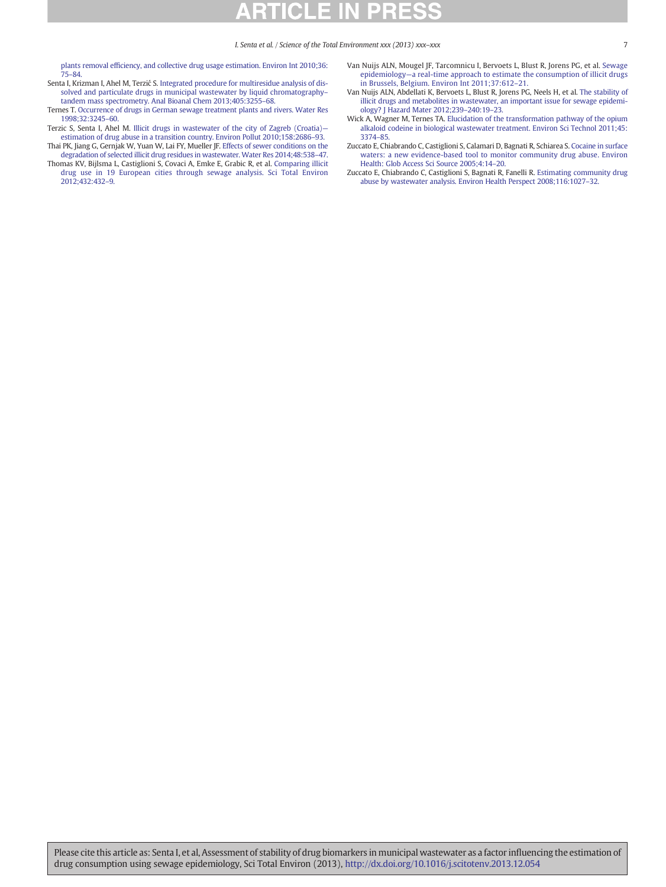plants removal efficiency, and collective drug usage estimation. Environ Int 2010;36:75–84.

Senta I, Krizman I, Ahel M, Terzić S. Integrated procedure for multiresidue analysis of dissolved and particulate drugs in municipal wastewater by liquid chromatography–tandem mass spectrometry. Anal Bioanal Chem 2013;405:3255–68.

Ternes T. Occurrence of drugs in German sewage treatment plants and rivers. Water Res 1998;32:3245–60.

Terzic S, Senta I, Ahel M. Illicit drugs in wastewater of the city of Zagreb (Croatia)—estimation of drug abuse in a transition country. Environ Pollut 2010;158:2686–93.

Thai PK, Jiang G, Gernjak W, Yuan W, Lai FY, Mueller JF. Effects of sewer conditions on the degradation of selected illicit drug residues in wastewater. Water Res 2014;48:538–47.

Thomas KV, Bijlsma L, Castiglioni S, Covaci A, Emke E, Grabic R, et al. Comparing illicit drug use in 19 European cities through sewage analysis. Sci Total Environ 2012;432:432–9.

Van Nuijs ALN, Mougel JF, Tarcomnicu I, Bervoets L, Blust R, Jorens PG, et al. Sewage epidemiology—a real-time approach to estimate the consumption of illicit drugs in Brussels, Belgium. Environ Int 2011;37:612–21.

Van Nuijs ALN, Abdellati K, Bervoets L, Blust R, Jorens PG, Neels H, et al. The stability of illicit drugs and metabolites in wastewater, an important issue for sewage epidemiology? J Hazard Mater 2012;239–240:19–23.

Wick A, Wagner M, Ternes TA. Elucidation of the transformation pathway of the opium alkaloid codeine in biological wastewater treatment. Environ Sci Technol 2011;45:3374–85.

Zuccato E, Chiabrando C, Castiglioni S, Calamari D, Bagnati R, Schiarea S. Cocaine in surface waters: a new evidence-based tool to monitor community drug abuse. Environ Health: Glob Access Sci Source 2005;4:14–20.

Zuccato E, Chiabrando C, Castiglioni S, Bagnati R, Fanelli R. Estimating community drug abuse by wastewater analysis. Environ Health Perspect 2008;116:1027–32.

Please cite this article as: Senta I, et al, Assessment of stability of drug biomarkers in municipal wastewater as a factor influencing the estimation of drug consumption using sewage epidemiology, Sci Total Environ (2013), http://dx.doi.org/10.1016/j.scitotenv.2013.12.054